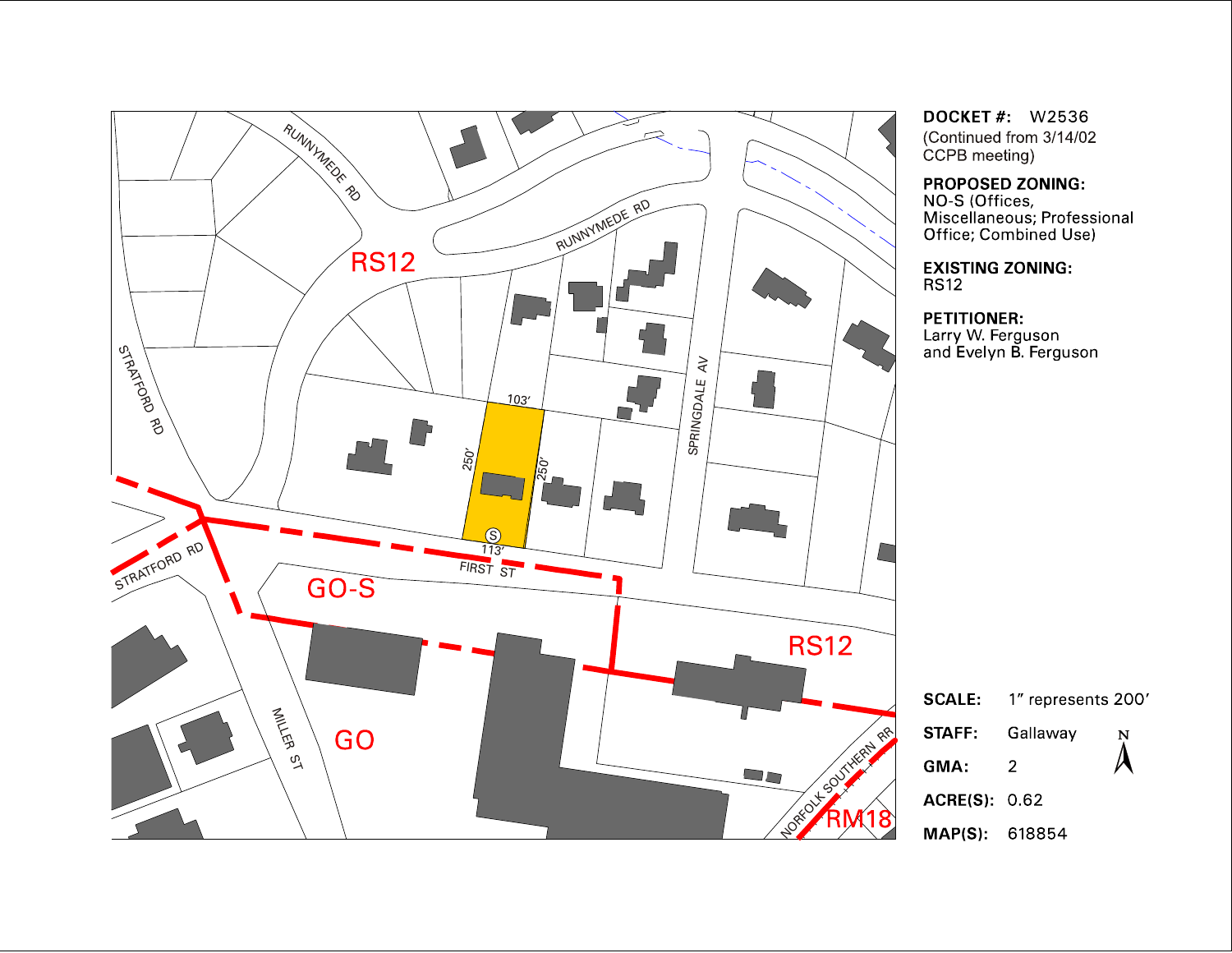**DOCKET #:** W2536
(Continued from 3/14/02 CCPB meeting)

**PROPOSED ZONING:**
NO-S (Offices, Miscellaneous; Professional Office; Combined Use)

**EXISTING ZONING:**
RS12

**PETITIONER:**
Larry W. Ferguson
and Evelyn B. Ferguson

**SCALE:** 1" represents 200'

**STAFF:** Gallaway

**GMA:** 2

**ACRE(S):** 0.62

**MAP(S):** 618854

RUNNYMEDE RD
RUNNYMEDE RD
STRATFORD RD
SPRINGDALE AV
FIRST ST
STRATFORD RD
MILLER ST
NORFOLK SOUTHERN RR

RS12
GO-S
RS12
GO
RM18

103'
250'
250'
113'
S

N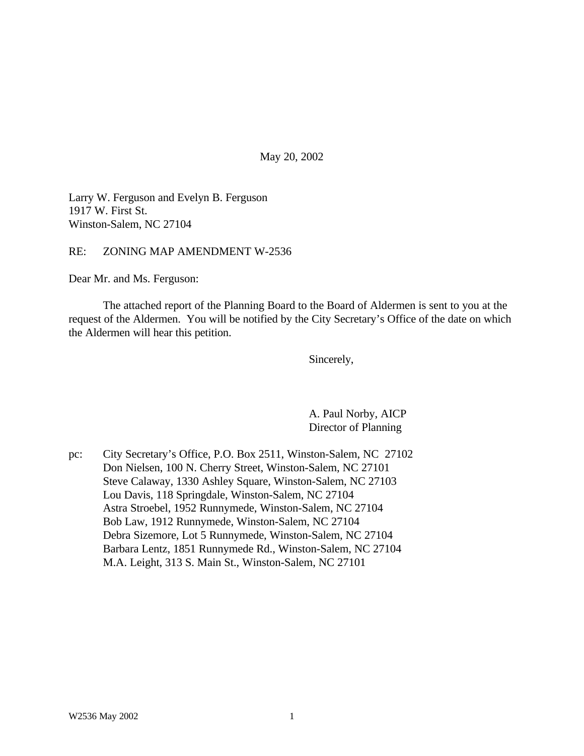May 20, 2002

Larry W. Ferguson and Evelyn B. Ferguson
1917 W. First St.
Winston-Salem, NC 27104

RE: ZONING MAP AMENDMENT W-2536

Dear Mr. and Ms. Ferguson:

The attached report of the Planning Board to the Board of Aldermen is sent to you at the request of the Aldermen. You will be notified by the City Secretary's Office of the date on which the Aldermen will hear this petition.

Sincerely,

A. Paul Norby, AICP
Director of Planning

pc: City Secretary's Office, P.O. Box 2511, Winston-Salem, NC 27102
Don Nielsen, 100 N. Cherry Street, Winston-Salem, NC 27101
Steve Calaway, 1330 Ashley Square, Winston-Salem, NC 27103
Lou Davis, 118 Springdale, Winston-Salem, NC 27104
Astra Stroebel, 1952 Runnymede, Winston-Salem, NC 27104
Bob Law, 1912 Runnymede, Winston-Salem, NC 27104
Debra Sizemore, Lot 5 Runnymede, Winston-Salem, NC 27104
Barbara Lentz, 1851 Runnymede Rd., Winston-Salem, NC 27104
M.A. Leight, 313 S. Main St., Winston-Salem, NC 27101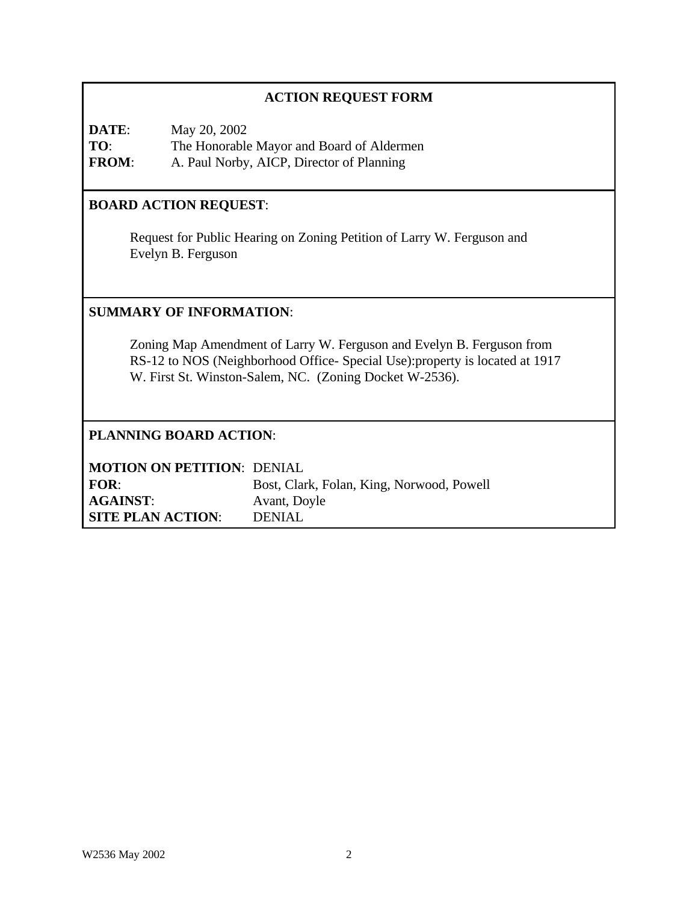## ACTION REQUEST FORM

**DATE**: May 20, 2002
**TO**: The Honorable Mayor and Board of Aldermen
**FROM**: A. Paul Norby, AICP, Director of Planning

**BOARD ACTION REQUEST**:

Request for Public Hearing on Zoning Petition of Larry W. Ferguson and Evelyn B. Ferguson

**SUMMARY OF INFORMATION**:

Zoning Map Amendment of Larry W. Ferguson and Evelyn B. Ferguson from RS-12 to NOS (Neighborhood Office- Special Use):property is located at 1917 W. First St. Winston-Salem, NC. (Zoning Docket W-2536).

**PLANNING BOARD ACTION**:

**MOTION ON PETITION**: DENIAL
**FOR**: Bost, Clark, Folan, King, Norwood, Powell
**AGAINST**: Avant, Doyle
**SITE PLAN ACTION**: DENIAL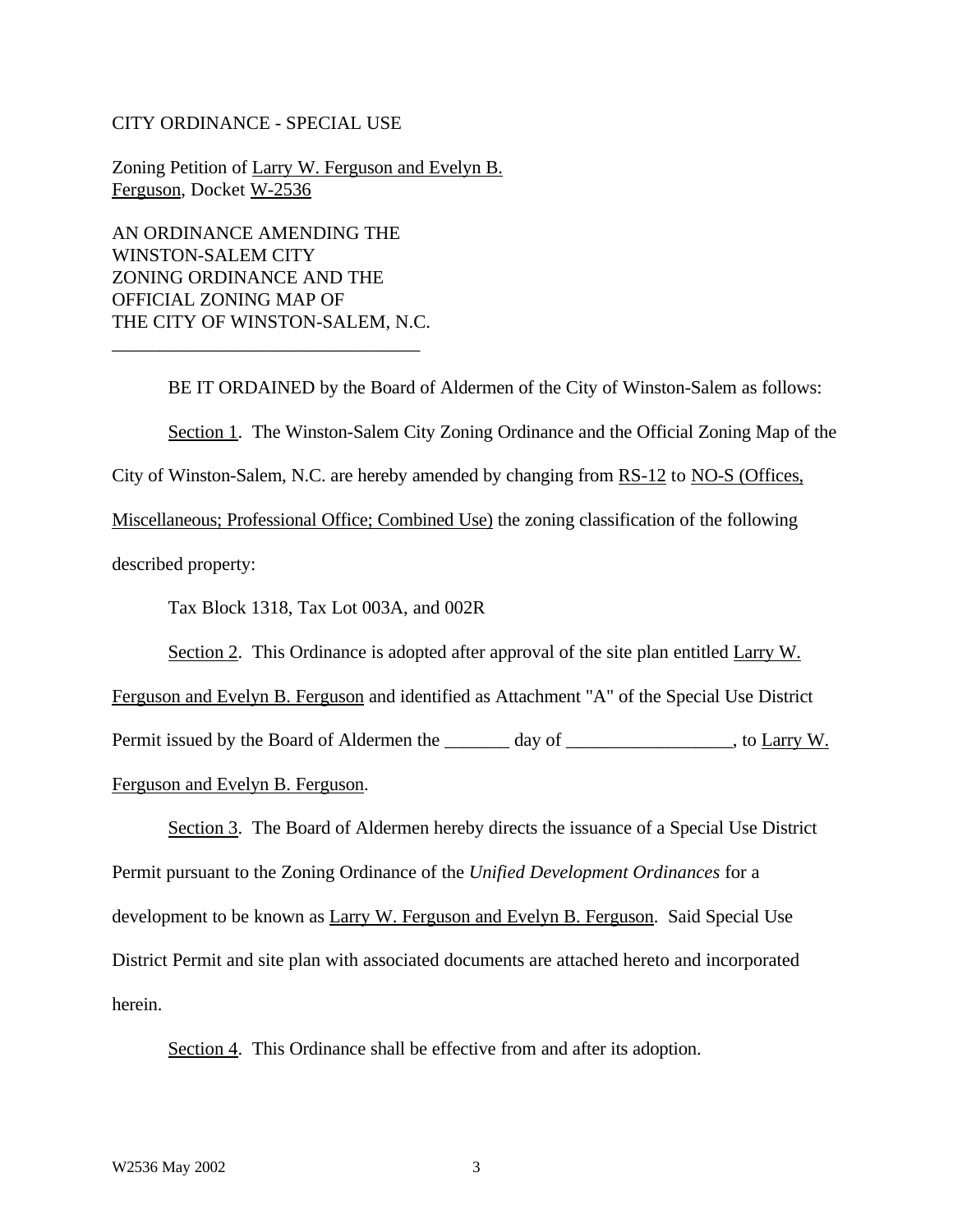CITY ORDINANCE - SPECIAL USE

Zoning Petition of Larry W. Ferguson and Evelyn B. Ferguson, Docket W-2536

AN ORDINANCE AMENDING THE WINSTON-SALEM CITY ZONING ORDINANCE AND THE OFFICIAL ZONING MAP OF THE CITY OF WINSTON-SALEM, N.C.

---

BE IT ORDAINED by the Board of Aldermen of the City of Winston-Salem as follows:

Section 1. The Winston-Salem City Zoning Ordinance and the Official Zoning Map of the City of Winston-Salem, N.C. are hereby amended by changing from RS-12 to NO-S (Offices, Miscellaneous; Professional Office; Combined Use) the zoning classification of the following described property:

Tax Block 1318, Tax Lot 003A, and 002R

Section 2. This Ordinance is adopted after approval of the site plan entitled Larry W. Ferguson and Evelyn B. Ferguson and identified as Attachment "A" of the Special Use District Permit issued by the Board of Aldermen the _______ day of __________________, to Larry W. Ferguson and Evelyn B. Ferguson.

Section 3. The Board of Aldermen hereby directs the issuance of a Special Use District Permit pursuant to the Zoning Ordinance of the *Unified Development Ordinances* for a development to be known as Larry W. Ferguson and Evelyn B. Ferguson. Said Special Use District Permit and site plan with associated documents are attached hereto and incorporated herein.

Section 4. This Ordinance shall be effective from and after its adoption.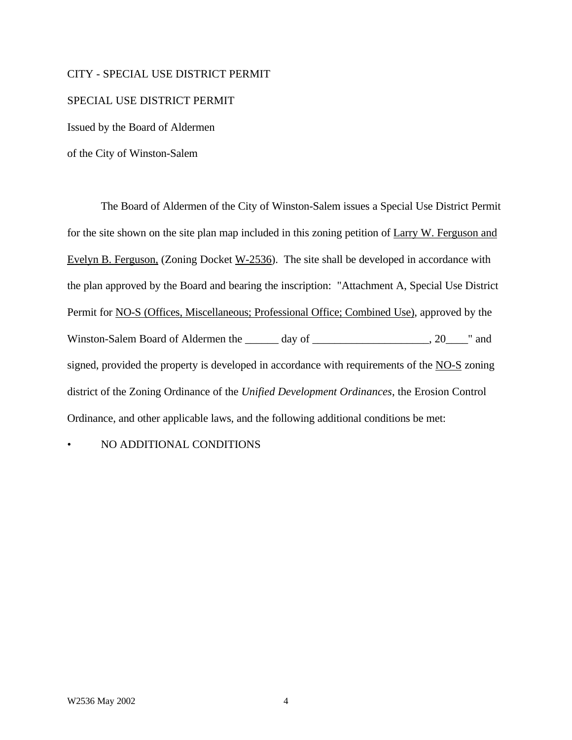CITY - SPECIAL USE DISTRICT PERMIT

SPECIAL USE DISTRICT PERMIT

Issued by the Board of Aldermen

of the City of Winston-Salem

The Board of Aldermen of the City of Winston-Salem issues a Special Use District Permit for the site shown on the site plan map included in this zoning petition of Larry W. Ferguson and Evelyn B. Ferguson, (Zoning Docket W-2536). The site shall be developed in accordance with the plan approved by the Board and bearing the inscription: "Attachment A, Special Use District Permit for NO-S (Offices, Miscellaneous; Professional Office; Combined Use), approved by the Winston-Salem Board of Aldermen the ______ day of _____________________, 20____" and signed, provided the property is developed in accordance with requirements of the NO-S zoning district of the Zoning Ordinance of the *Unified Development Ordinances*, the Erosion Control Ordinance, and other applicable laws, and the following additional conditions be met:

- NO ADDITIONAL CONDITIONS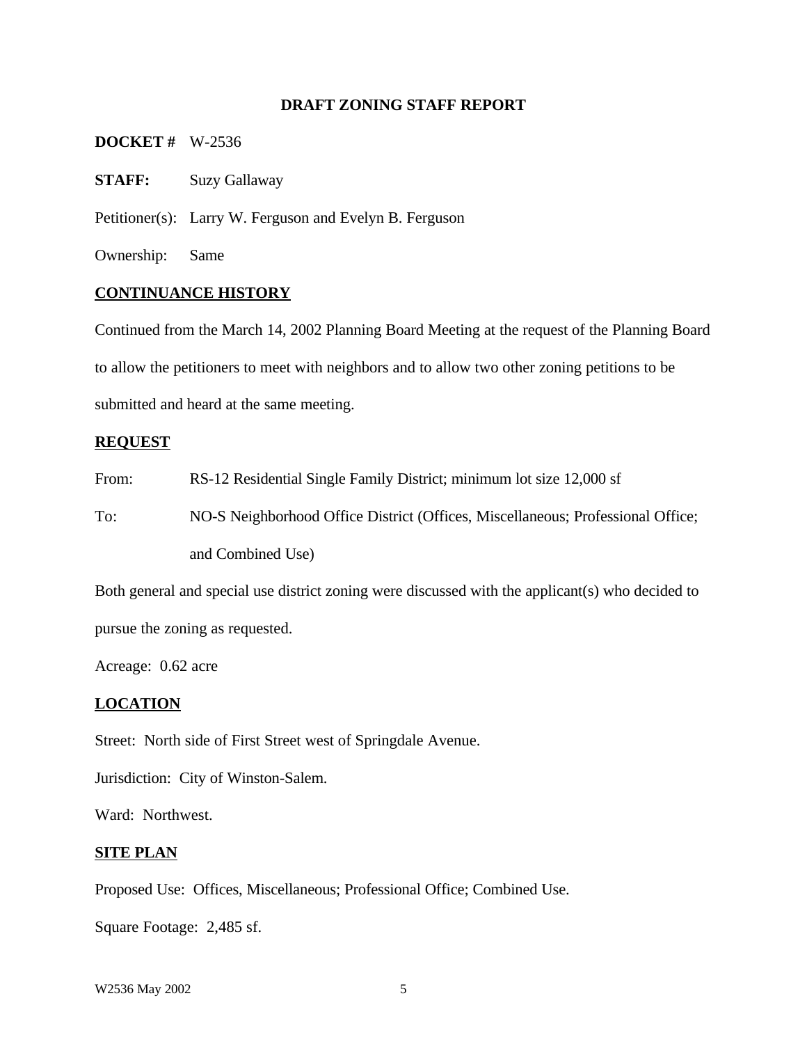**DRAFT ZONING STAFF REPORT**

**DOCKET #** W-2536

**STAFF:** Suzy Gallaway

Petitioner(s): Larry W. Ferguson and Evelyn B. Ferguson

Ownership: Same

## CONTINUANCE HISTORY

Continued from the March 14, 2002 Planning Board Meeting at the request of the Planning Board to allow the petitioners to meet with neighbors and to allow two other zoning petitions to be submitted and heard at the same meeting.

## REQUEST

From: RS-12 Residential Single Family District; minimum lot size 12,000 sf

To: NO-S Neighborhood Office District (Offices, Miscellaneous; Professional Office; and Combined Use)

Both general and special use district zoning were discussed with the applicant(s) who decided to pursue the zoning as requested.

Acreage: 0.62 acre

## LOCATION

Street: North side of First Street west of Springdale Avenue.

Jurisdiction: City of Winston-Salem.

Ward: Northwest.

## SITE PLAN

Proposed Use: Offices, Miscellaneous; Professional Office; Combined Use.

Square Footage: 2,485 sf.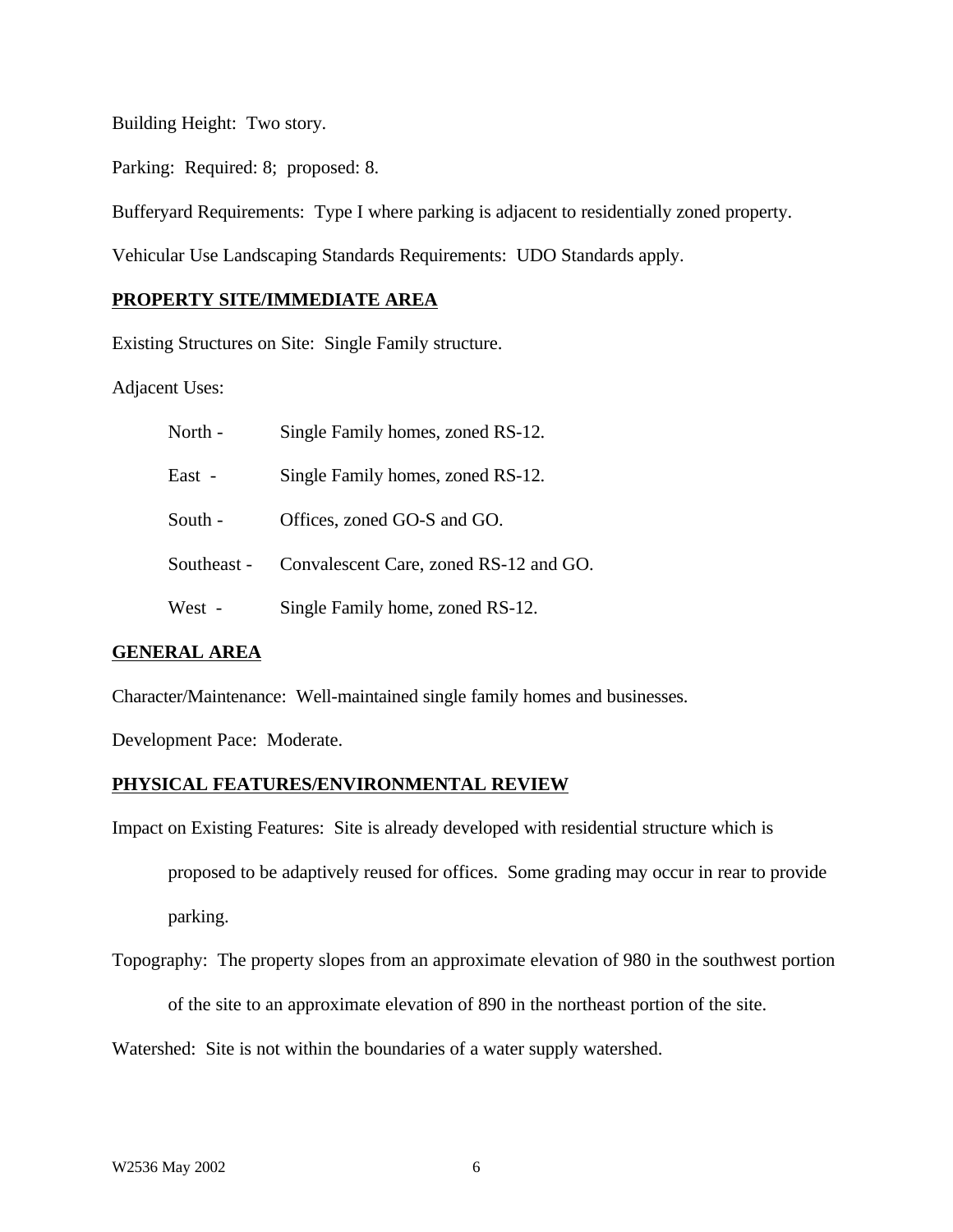Building Height: Two story.

Parking: Required: 8; proposed: 8.

Bufferyard Requirements: Type I where parking is adjacent to residentially zoned property.

Vehicular Use Landscaping Standards Requirements: UDO Standards apply.

**PROPERTY SITE/IMMEDIATE AREA**

Existing Structures on Site: Single Family structure.

Adjacent Uses:

| | |
|---|---|
| North - | Single Family homes, zoned RS-12. |
| East - | Single Family homes, zoned RS-12. |
| South - | Offices, zoned GO-S and GO. |
| Southeast - | Convalescent Care, zoned RS-12 and GO. |
| West - | Single Family home, zoned RS-12. |

**GENERAL AREA**

Character/Maintenance: Well-maintained single family homes and businesses.

Development Pace: Moderate.

**PHYSICAL FEATURES/ENVIRONMENTAL REVIEW**

Impact on Existing Features: Site is already developed with residential structure which is proposed to be adaptively reused for offices. Some grading may occur in rear to provide parking.

Topography: The property slopes from an approximate elevation of 980 in the southwest portion of the site to an approximate elevation of 890 in the northeast portion of the site.

Watershed: Site is not within the boundaries of a water supply watershed.

W2536 May 2002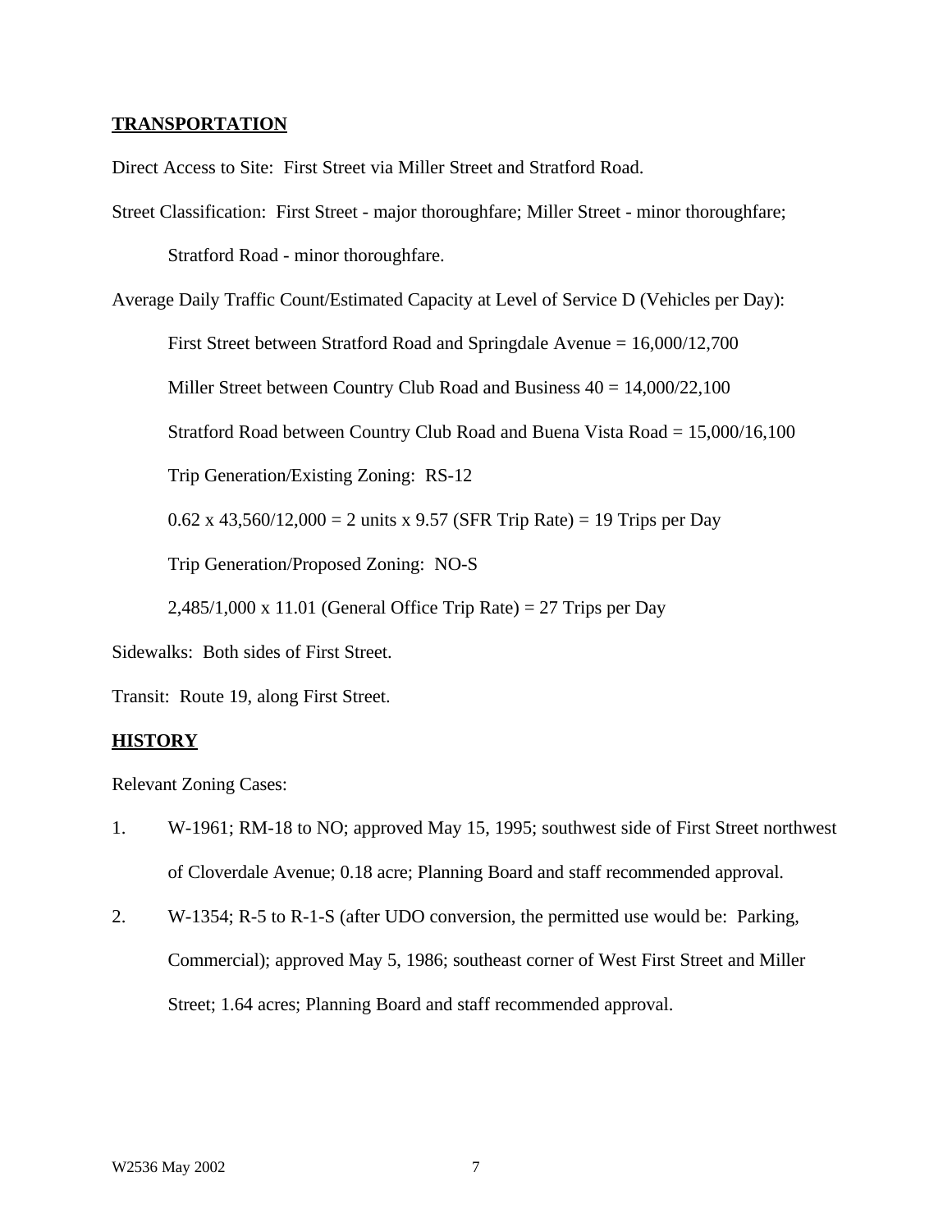**TRANSPORTATION**

Direct Access to Site: First Street via Miller Street and Stratford Road.

Street Classification: First Street - major thoroughfare; Miller Street - minor thoroughfare; Stratford Road - minor thoroughfare.

Average Daily Traffic Count/Estimated Capacity at Level of Service D (Vehicles per Day):

First Street between Stratford Road and Springdale Avenue = 16,000/12,700

Miller Street between Country Club Road and Business 40 = 14,000/22,100

Stratford Road between Country Club Road and Buena Vista Road = 15,000/16,100

Trip Generation/Existing Zoning: RS-12

0.62 x 43,560/12,000 = 2 units x 9.57 (SFR Trip Rate) = 19 Trips per Day

Trip Generation/Proposed Zoning: NO-S

2,485/1,000 x 11.01 (General Office Trip Rate) = 27 Trips per Day

Sidewalks: Both sides of First Street.

Transit: Route 19, along First Street.

**HISTORY**

Relevant Zoning Cases:

1. W-1961; RM-18 to NO; approved May 15, 1995; southwest side of First Street northwest of Cloverdale Avenue; 0.18 acre; Planning Board and staff recommended approval.
2. W-1354; R-5 to R-1-S (after UDO conversion, the permitted use would be: Parking, Commercial); approved May 5, 1986; southeast corner of West First Street and Miller Street; 1.64 acres; Planning Board and staff recommended approval.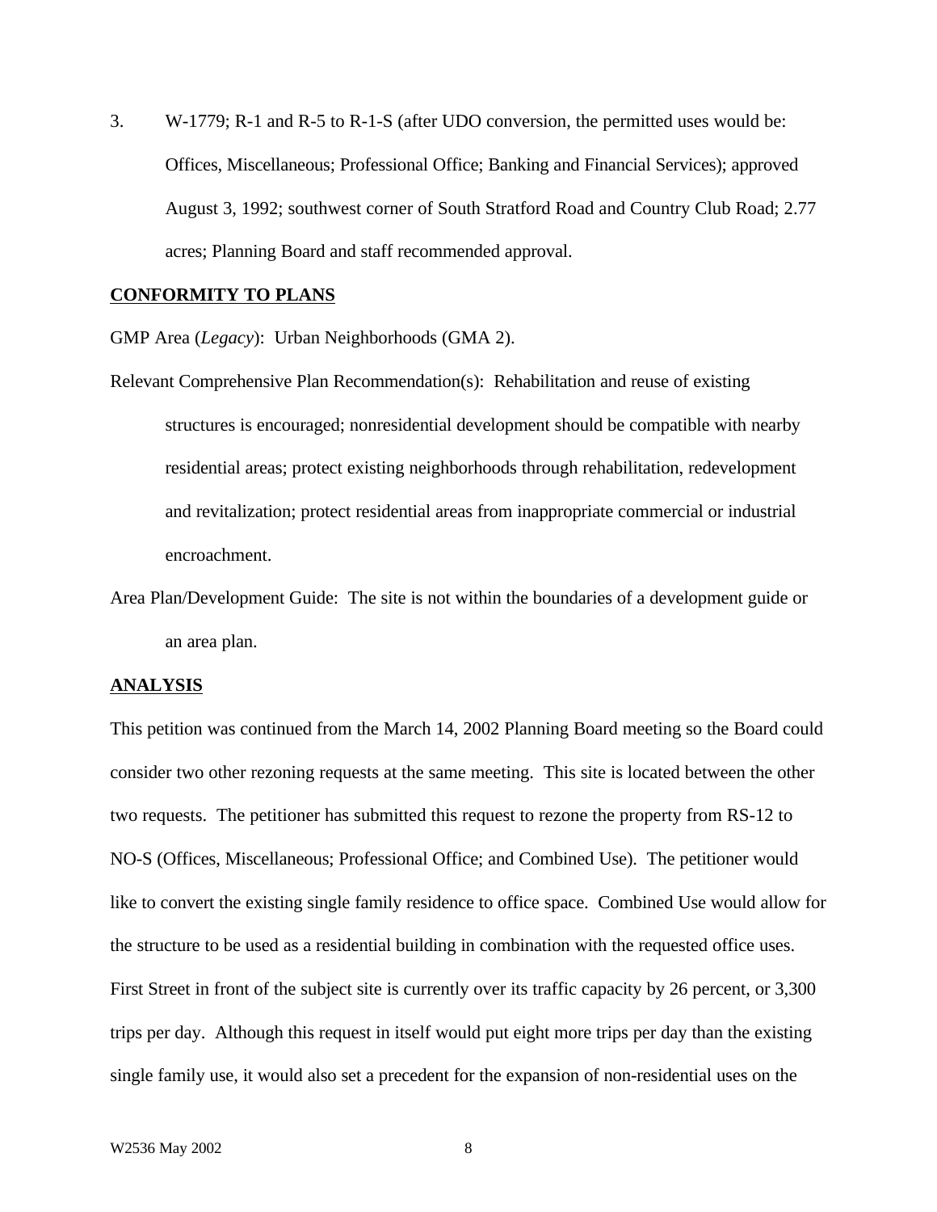3. W-1779; R-1 and R-5 to R-1-S (after UDO conversion, the permitted uses would be: Offices, Miscellaneous; Professional Office; Banking and Financial Services); approved August 3, 1992; southwest corner of South Stratford Road and Country Club Road; 2.77 acres; Planning Board and staff recommended approval.

**CONFORMITY TO PLANS**

GMP Area (*Legacy*): Urban Neighborhoods (GMA 2).

Relevant Comprehensive Plan Recommendation(s): Rehabilitation and reuse of existing structures is encouraged; nonresidential development should be compatible with nearby residential areas; protect existing neighborhoods through rehabilitation, redevelopment and revitalization; protect residential areas from inappropriate commercial or industrial encroachment.

Area Plan/Development Guide: The site is not within the boundaries of a development guide or an area plan.

**ANALYSIS**

This petition was continued from the March 14, 2002 Planning Board meeting so the Board could consider two other rezoning requests at the same meeting. This site is located between the other two requests. The petitioner has submitted this request to rezone the property from RS-12 to NO-S (Offices, Miscellaneous; Professional Office; and Combined Use). The petitioner would like to convert the existing single family residence to office space. Combined Use would allow for the structure to be used as a residential building in combination with the requested office uses. First Street in front of the subject site is currently over its traffic capacity by 26 percent, or 3,300 trips per day. Although this request in itself would put eight more trips per day than the existing single family use, it would also set a precedent for the expansion of non-residential uses on the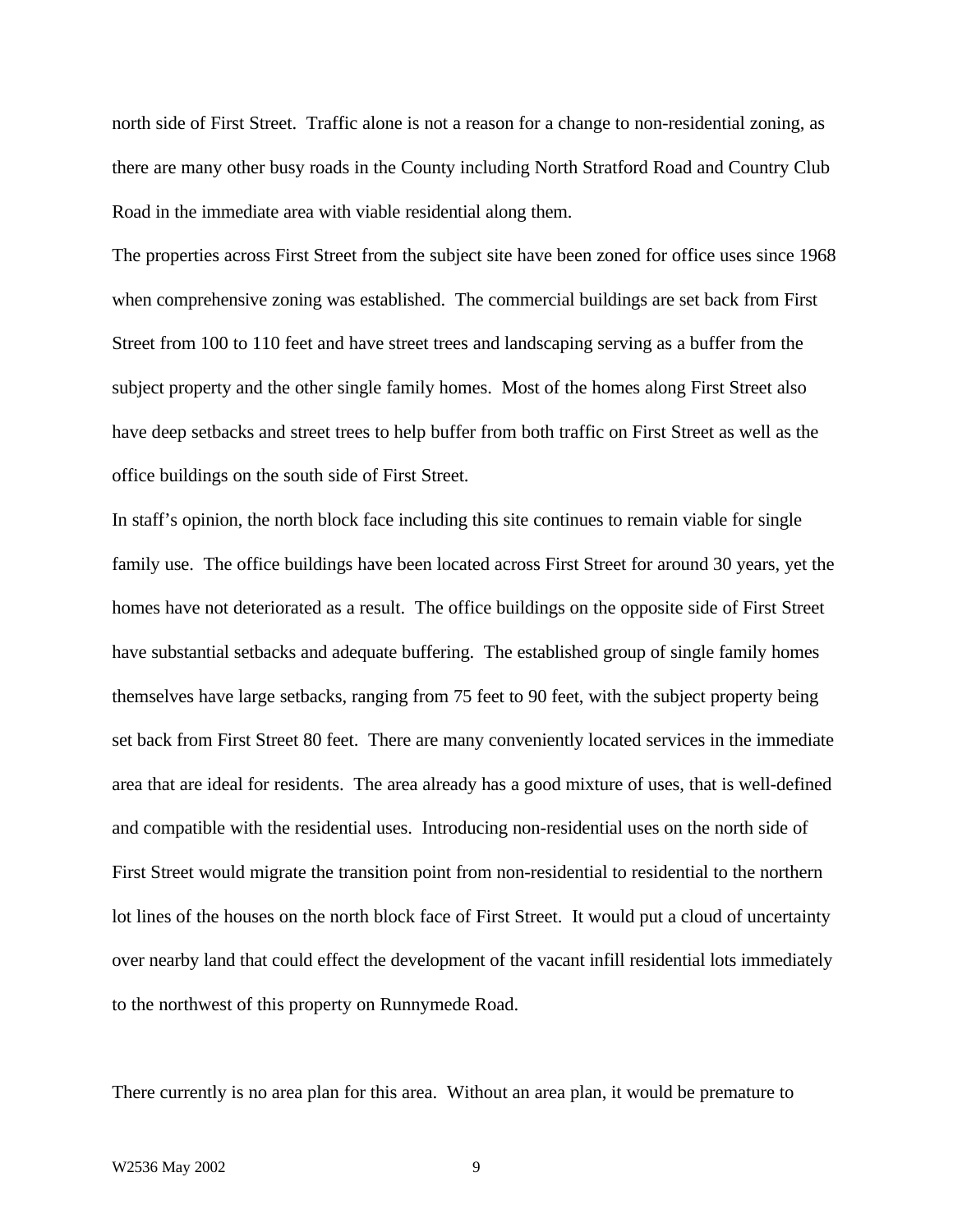north side of First Street. Traffic alone is not a reason for a change to non-residential zoning, as there are many other busy roads in the County including North Stratford Road and Country Club Road in the immediate area with viable residential along them.

The properties across First Street from the subject site have been zoned for office uses since 1968 when comprehensive zoning was established. The commercial buildings are set back from First Street from 100 to 110 feet and have street trees and landscaping serving as a buffer from the subject property and the other single family homes. Most of the homes along First Street also have deep setbacks and street trees to help buffer from both traffic on First Street as well as the office buildings on the south side of First Street.

In staff's opinion, the north block face including this site continues to remain viable for single family use. The office buildings have been located across First Street for around 30 years, yet the homes have not deteriorated as a result. The office buildings on the opposite side of First Street have substantial setbacks and adequate buffering. The established group of single family homes themselves have large setbacks, ranging from 75 feet to 90 feet, with the subject property being set back from First Street 80 feet. There are many conveniently located services in the immediate area that are ideal for residents. The area already has a good mixture of uses, that is well-defined and compatible with the residential uses. Introducing non-residential uses on the north side of First Street would migrate the transition point from non-residential to residential to the northern lot lines of the houses on the north block face of First Street. It would put a cloud of uncertainty over nearby land that could effect the development of the vacant infill residential lots immediately to the northwest of this property on Runnymede Road.

There currently is no area plan for this area. Without an area plan, it would be premature to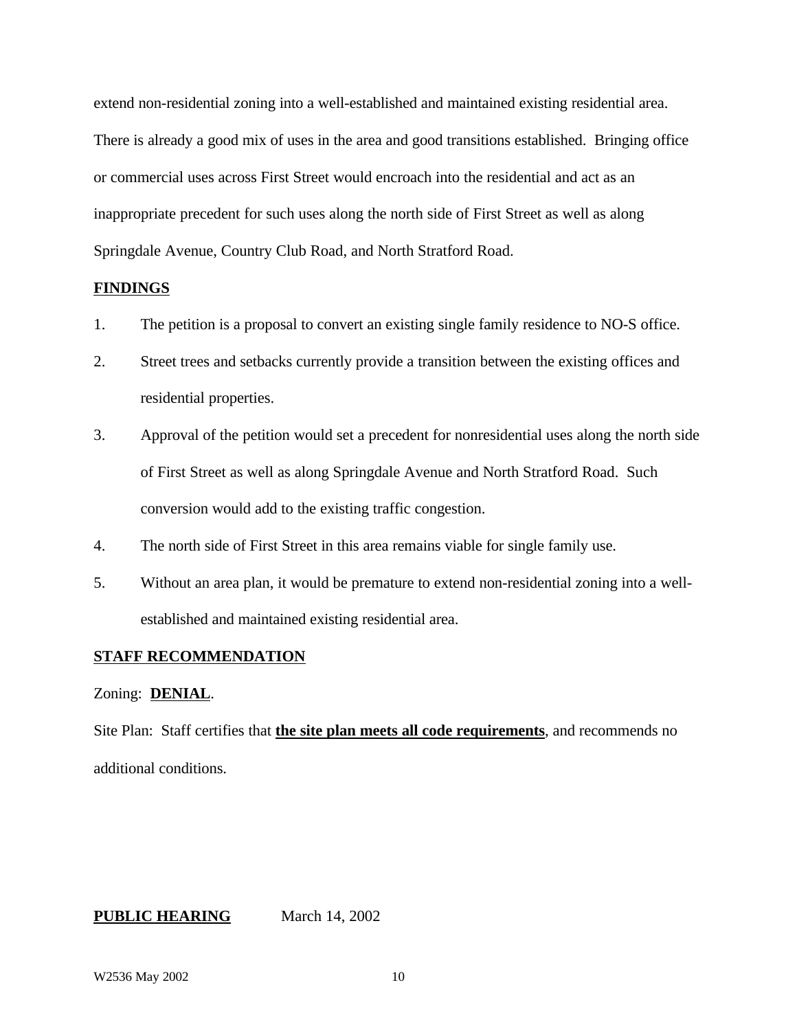extend non-residential zoning into a well-established and maintained existing residential area. There is already a good mix of uses in the area and good transitions established. Bringing office or commercial uses across First Street would encroach into the residential and act as an inappropriate precedent for such uses along the north side of First Street as well as along Springdale Avenue, Country Club Road, and North Stratford Road.

**FINDINGS**

1. The petition is a proposal to convert an existing single family residence to NO-S office.
2. Street trees and setbacks currently provide a transition between the existing offices and residential properties.
3. Approval of the petition would set a precedent for nonresidential uses along the north side of First Street as well as along Springdale Avenue and North Stratford Road. Such conversion would add to the existing traffic congestion.
4. The north side of First Street in this area remains viable for single family use.
5. Without an area plan, it would be premature to extend non-residential zoning into a well-established and maintained existing residential area.

**STAFF RECOMMENDATION**

Zoning: **DENIAL**.

Site Plan: Staff certifies that **the site plan meets all code requirements**, and recommends no additional conditions.

**PUBLIC HEARING** March 14, 2002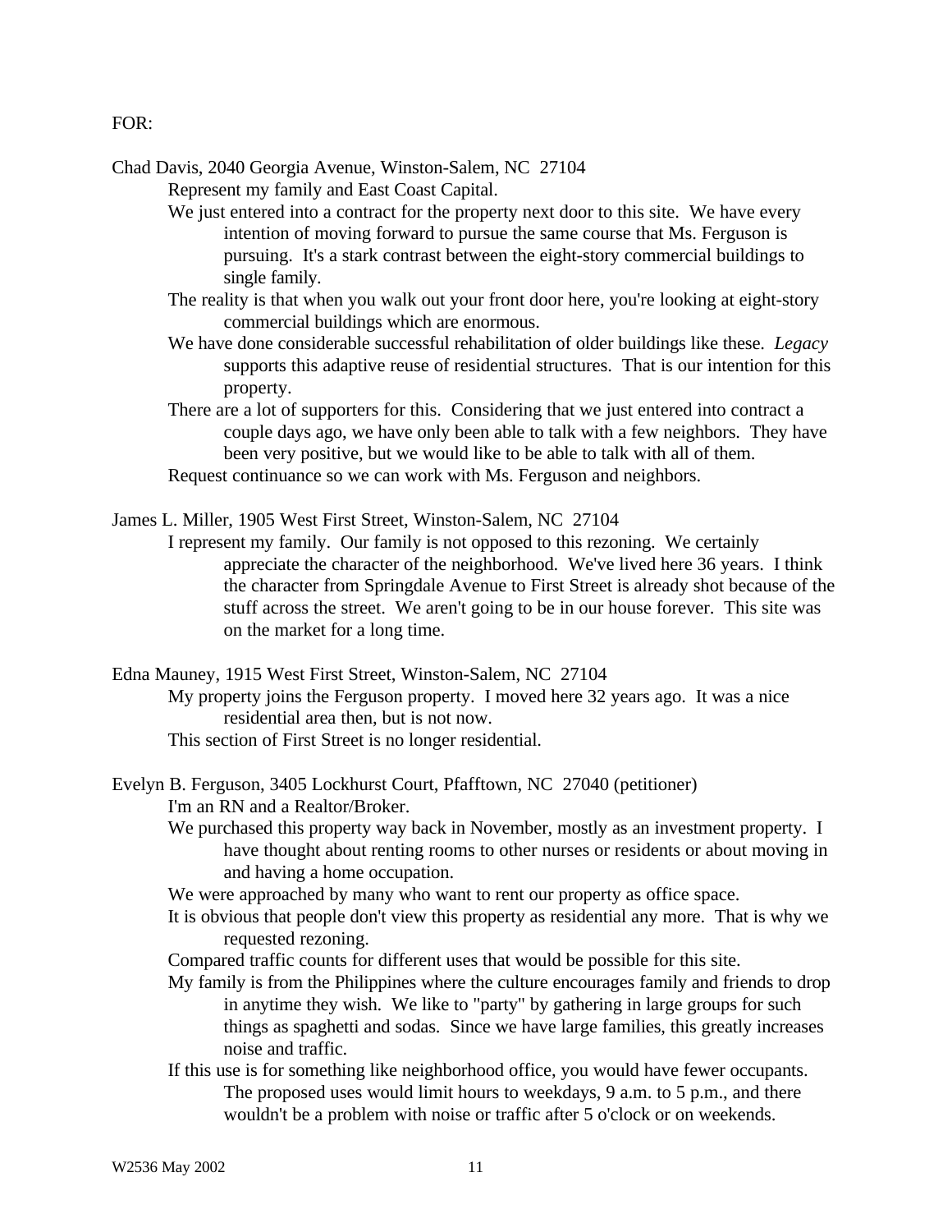FOR:

Chad Davis, 2040 Georgia Avenue, Winston-Salem, NC 27104

- Represent my family and East Coast Capital.
- We just entered into a contract for the property next door to this site. We have every intention of moving forward to pursue the same course that Ms. Ferguson is pursuing. It's a stark contrast between the eight-story commercial buildings to single family.
- The reality is that when you walk out your front door here, you're looking at eight-story commercial buildings which are enormous.
- We have done considerable successful rehabilitation of older buildings like these. *Legacy* supports this adaptive reuse of residential structures. That is our intention for this property.
- There are a lot of supporters for this. Considering that we just entered into contract a couple days ago, we have only been able to talk with a few neighbors. They have been very positive, but we would like to be able to talk with all of them.
- Request continuance so we can work with Ms. Ferguson and neighbors.

James L. Miller, 1905 West First Street, Winston-Salem, NC 27104

- I represent my family. Our family is not opposed to this rezoning. We certainly appreciate the character of the neighborhood. We've lived here 36 years. I think the character from Springdale Avenue to First Street is already shot because of the stuff across the street. We aren't going to be in our house forever. This site was on the market for a long time.

Edna Mauney, 1915 West First Street, Winston-Salem, NC 27104

- My property joins the Ferguson property. I moved here 32 years ago. It was a nice residential area then, but is not now.
- This section of First Street is no longer residential.

Evelyn B. Ferguson, 3405 Lockhurst Court, Pfafftown, NC 27040 (petitioner)

- I'm an RN and a Realtor/Broker.
- We purchased this property way back in November, mostly as an investment property. I have thought about renting rooms to other nurses or residents or about moving in and having a home occupation.
- We were approached by many who want to rent our property as office space.
- It is obvious that people don't view this property as residential any more. That is why we requested rezoning.
- Compared traffic counts for different uses that would be possible for this site.
- My family is from the Philippines where the culture encourages family and friends to drop in anytime they wish. We like to "party" by gathering in large groups for such things as spaghetti and sodas. Since we have large families, this greatly increases noise and traffic.
- If this use is for something like neighborhood office, you would have fewer occupants. The proposed uses would limit hours to weekdays, 9 a.m. to 5 p.m., and there wouldn't be a problem with noise or traffic after 5 o'clock or on weekends.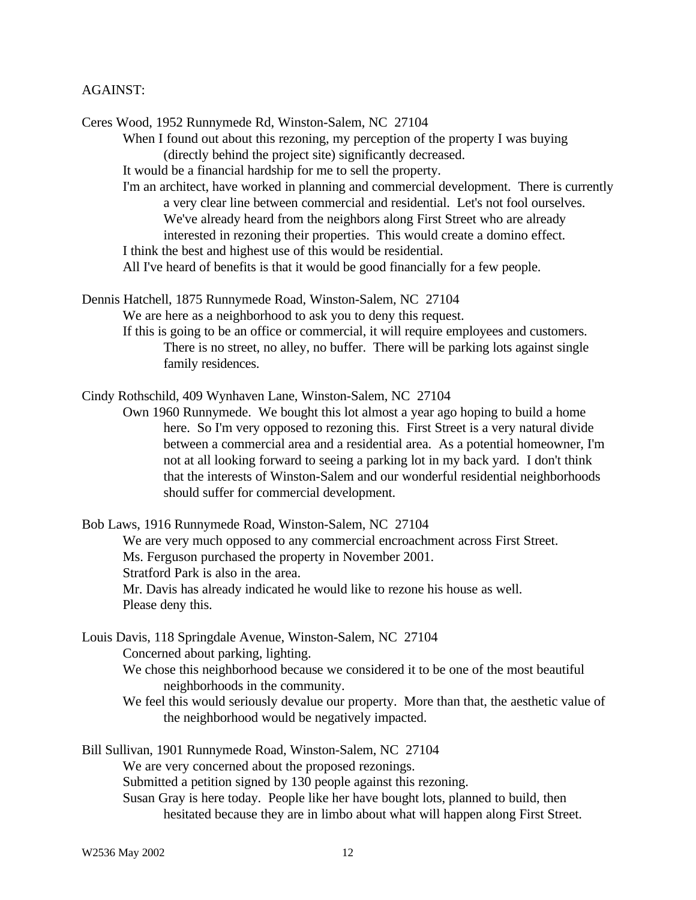AGAINST:

Ceres Wood, 1952 Runnymede Rd, Winston-Salem, NC 27104

When I found out about this rezoning, my perception of the property I was buying (directly behind the project site) significantly decreased.

It would be a financial hardship for me to sell the property.

I'm an architect, have worked in planning and commercial development. There is currently a very clear line between commercial and residential. Let's not fool ourselves. We've already heard from the neighbors along First Street who are already interested in rezoning their properties. This would create a domino effect.

I think the best and highest use of this would be residential.

All I've heard of benefits is that it would be good financially for a few people.

Dennis Hatchell, 1875 Runnymede Road, Winston-Salem, NC 27104

We are here as a neighborhood to ask you to deny this request.

If this is going to be an office or commercial, it will require employees and customers. There is no street, no alley, no buffer. There will be parking lots against single family residences.

Cindy Rothschild, 409 Wynhaven Lane, Winston-Salem, NC 27104

Own 1960 Runnymede. We bought this lot almost a year ago hoping to build a home here. So I'm very opposed to rezoning this. First Street is a very natural divide between a commercial area and a residential area. As a potential homeowner, I'm not at all looking forward to seeing a parking lot in my back yard. I don't think that the interests of Winston-Salem and our wonderful residential neighborhoods should suffer for commercial development.

Bob Laws, 1916 Runnymede Road, Winston-Salem, NC 27104

We are very much opposed to any commercial encroachment across First Street.

Ms. Ferguson purchased the property in November 2001.

Stratford Park is also in the area.

Mr. Davis has already indicated he would like to rezone his house as well.

Please deny this.

Louis Davis, 118 Springdale Avenue, Winston-Salem, NC 27104

Concerned about parking, lighting.

We chose this neighborhood because we considered it to be one of the most beautiful neighborhoods in the community.

We feel this would seriously devalue our property. More than that, the aesthetic value of the neighborhood would be negatively impacted.

Bill Sullivan, 1901 Runnymede Road, Winston-Salem, NC 27104

We are very concerned about the proposed rezonings.

Submitted a petition signed by 130 people against this rezoning.

Susan Gray is here today. People like her have bought lots, planned to build, then hesitated because they are in limbo about what will happen along First Street.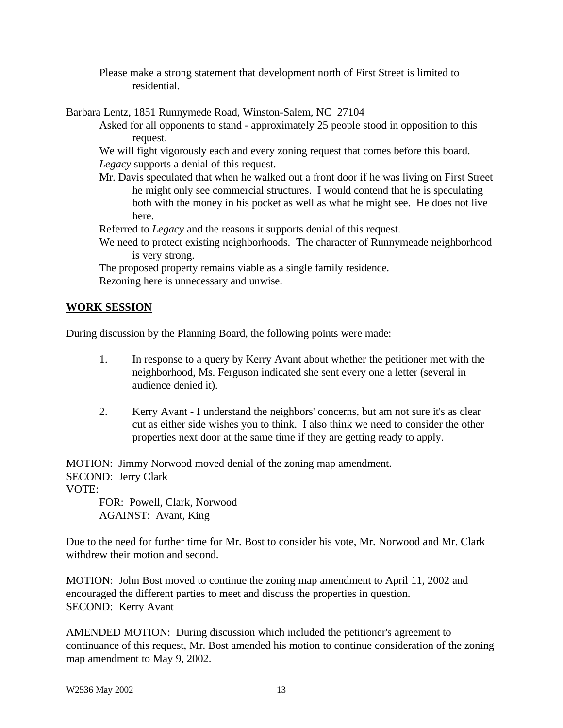Please make a strong statement that development north of First Street is limited to residential.

Barbara Lentz, 1851 Runnymede Road, Winston-Salem, NC 27104

Asked for all opponents to stand - approximately 25 people stood in opposition to this request.

We will fight vigorously each and every zoning request that comes before this board.

*Legacy* supports a denial of this request.

Mr. Davis speculated that when he walked out a front door if he was living on First Street he might only see commercial structures. I would contend that he is speculating both with the money in his pocket as well as what he might see. He does not live here.

Referred to *Legacy* and the reasons it supports denial of this request.

We need to protect existing neighborhoods. The character of Runnymeade neighborhood is very strong.

The proposed property remains viable as a single family residence.

Rezoning here is unnecessary and unwise.

## WORK SESSION

During discussion by the Planning Board, the following points were made:

1. In response to a query by Kerry Avant about whether the petitioner met with the neighborhood, Ms. Ferguson indicated she sent every one a letter (several in audience denied it).

2. Kerry Avant - I understand the neighbors' concerns, but am not sure it's as clear cut as either side wishes you to think. I also think we need to consider the other properties next door at the same time if they are getting ready to apply.

MOTION: Jimmy Norwood moved denial of the zoning map amendment.
SECOND: Jerry Clark
VOTE:
FOR: Powell, Clark, Norwood
AGAINST: Avant, King

Due to the need for further time for Mr. Bost to consider his vote, Mr. Norwood and Mr. Clark withdrew their motion and second.

MOTION: John Bost moved to continue the zoning map amendment to April 11, 2002 and encouraged the different parties to meet and discuss the properties in question.
SECOND: Kerry Avant

AMENDED MOTION: During discussion which included the petitioner's agreement to continuance of this request, Mr. Bost amended his motion to continue consideration of the zoning map amendment to May 9, 2002.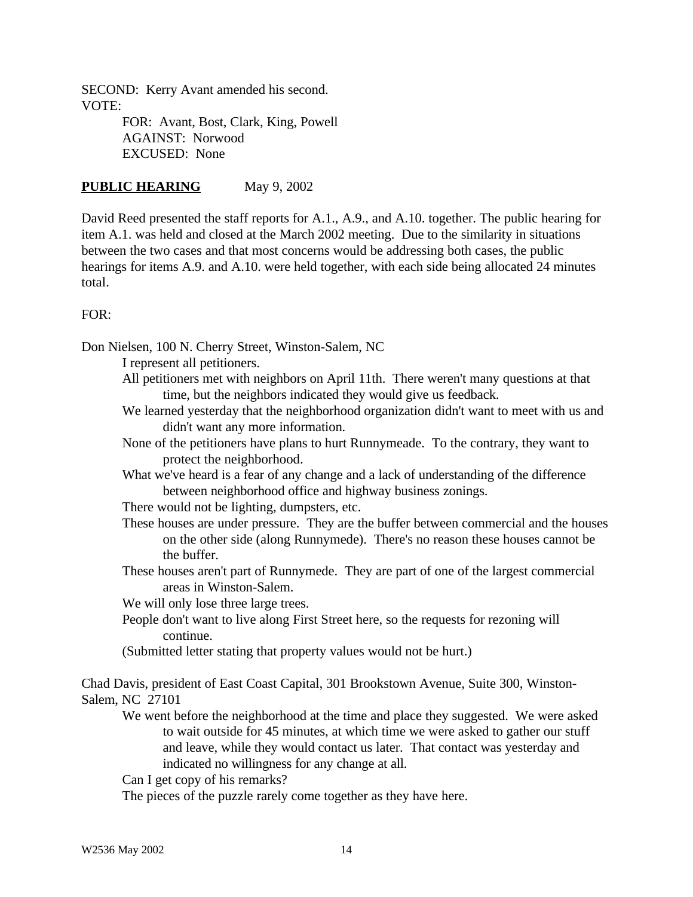SECOND: Kerry Avant amended his second.
VOTE:

FOR: Avant, Bost, Clark, King, Powell
AGAINST: Norwood
EXCUSED: None

**PUBLIC HEARING** May 9, 2002

David Reed presented the staff reports for A.1., A.9., and A.10. together. The public hearing for item A.1. was held and closed at the March 2002 meeting. Due to the similarity in situations between the two cases and that most concerns would be addressing both cases, the public hearings for items A.9. and A.10. were held together, with each side being allocated 24 minutes total.

FOR:

Don Nielsen, 100 N. Cherry Street, Winston-Salem, NC

I represent all petitioners.
All petitioners met with neighbors on April 11th. There weren't many questions at that time, but the neighbors indicated they would give us feedback.
We learned yesterday that the neighborhood organization didn't want to meet with us and didn't want any more information.
None of the petitioners have plans to hurt Runnymeade. To the contrary, they want to protect the neighborhood.
What we've heard is a fear of any change and a lack of understanding of the difference between neighborhood office and highway business zonings.
There would not be lighting, dumpsters, etc.
These houses are under pressure. They are the buffer between commercial and the houses on the other side (along Runnymede). There's no reason these houses cannot be the buffer.
These houses aren't part of Runnymede. They are part of one of the largest commercial areas in Winston-Salem.
We will only lose three large trees.
People don't want to live along First Street here, so the requests for rezoning will continue.
(Submitted letter stating that property values would not be hurt.)

Chad Davis, president of East Coast Capital, 301 Brookstown Avenue, Suite 300, Winston-Salem, NC 27101

We went before the neighborhood at the time and place they suggested. We were asked to wait outside for 45 minutes, at which time we were asked to gather our stuff and leave, while they would contact us later. That contact was yesterday and indicated no willingness for any change at all.
Can I get copy of his remarks?
The pieces of the puzzle rarely come together as they have here.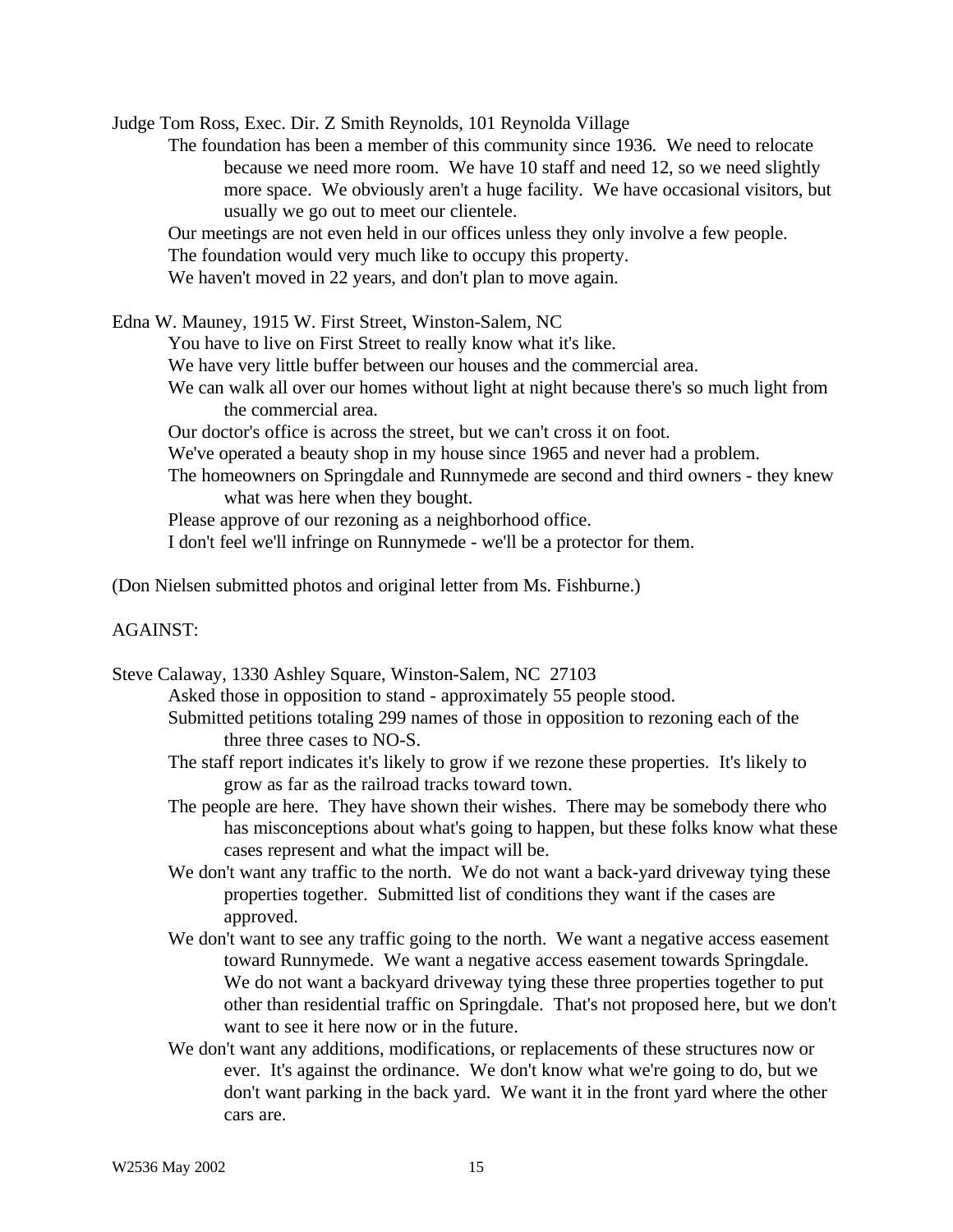Judge Tom Ross, Exec. Dir. Z Smith Reynolds, 101 Reynolda Village

The foundation has been a member of this community since 1936. We need to relocate because we need more room. We have 10 staff and need 12, so we need slightly more space. We obviously aren't a huge facility. We have occasional visitors, but usually we go out to meet our clientele.

Our meetings are not even held in our offices unless they only involve a few people.

The foundation would very much like to occupy this property.

We haven't moved in 22 years, and don't plan to move again.

Edna W. Mauney, 1915 W. First Street, Winston-Salem, NC

You have to live on First Street to really know what it's like.

We have very little buffer between our houses and the commercial area.

We can walk all over our homes without light at night because there's so much light from the commercial area.

Our doctor's office is across the street, but we can't cross it on foot.

We've operated a beauty shop in my house since 1965 and never had a problem.

The homeowners on Springdale and Runnymede are second and third owners - they knew what was here when they bought.

Please approve of our rezoning as a neighborhood office.

I don't feel we'll infringe on Runnymede - we'll be a protector for them.

(Don Nielsen submitted photos and original letter from Ms. Fishburne.)

AGAINST:

Steve Calaway, 1330 Ashley Square, Winston-Salem, NC 27103

Asked those in opposition to stand - approximately 55 people stood.

Submitted petitions totaling 299 names of those in opposition to rezoning each of the three three cases to NO-S.

The staff report indicates it's likely to grow if we rezone these properties. It's likely to grow as far as the railroad tracks toward town.

The people are here. They have shown their wishes. There may be somebody there who has misconceptions about what's going to happen, but these folks know what these cases represent and what the impact will be.

We don't want any traffic to the north. We do not want a back-yard driveway tying these properties together. Submitted list of conditions they want if the cases are approved.

We don't want to see any traffic going to the north. We want a negative access easement toward Runnymede. We want a negative access easement towards Springdale. We do not want a backyard driveway tying these three properties together to put other than residential traffic on Springdale. That's not proposed here, but we don't want to see it here now or in the future.

We don't want any additions, modifications, or replacements of these structures now or ever. It's against the ordinance. We don't know what we're going to do, but we don't want parking in the back yard. We want it in the front yard where the other cars are.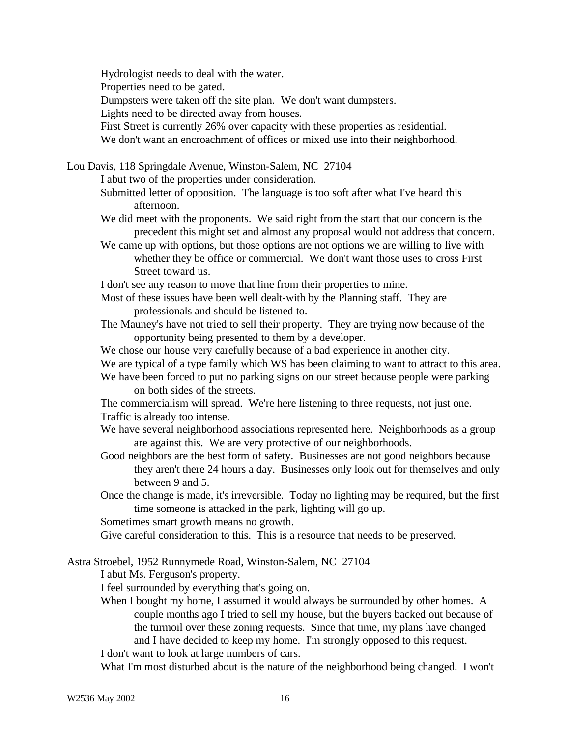Hydrologist needs to deal with the water.

Properties need to be gated.

Dumpsters were taken off the site plan. We don't want dumpsters.

Lights need to be directed away from houses.

First Street is currently 26% over capacity with these properties as residential.

We don't want an encroachment of offices or mixed use into their neighborhood.

Lou Davis, 118 Springdale Avenue, Winston-Salem, NC 27104

I abut two of the properties under consideration.

Submitted letter of opposition. The language is too soft after what I've heard this afternoon.

We did meet with the proponents. We said right from the start that our concern is the precedent this might set and almost any proposal would not address that concern.

We came up with options, but those options are not options we are willing to live with whether they be office or commercial. We don't want those uses to cross First Street toward us.

I don't see any reason to move that line from their properties to mine.

Most of these issues have been well dealt-with by the Planning staff. They are professionals and should be listened to.

The Mauney's have not tried to sell their property. They are trying now because of the opportunity being presented to them by a developer.

We chose our house very carefully because of a bad experience in another city.

We are typical of a type family which WS has been claiming to want to attract to this area.

We have been forced to put no parking signs on our street because people were parking on both sides of the streets.

The commercialism will spread. We're here listening to three requests, not just one.

Traffic is already too intense.

We have several neighborhood associations represented here. Neighborhoods as a group are against this. We are very protective of our neighborhoods.

Good neighbors are the best form of safety. Businesses are not good neighbors because they aren't there 24 hours a day. Businesses only look out for themselves and only between 9 and 5.

Once the change is made, it's irreversible. Today no lighting may be required, but the first time someone is attacked in the park, lighting will go up.

Sometimes smart growth means no growth.

Give careful consideration to this. This is a resource that needs to be preserved.

Astra Stroebel, 1952 Runnymede Road, Winston-Salem, NC 27104

I abut Ms. Ferguson's property.

I feel surrounded by everything that's going on.

When I bought my home, I assumed it would always be surrounded by other homes. A couple months ago I tried to sell my house, but the buyers backed out because of the turmoil over these zoning requests. Since that time, my plans have changed and I have decided to keep my home. I'm strongly opposed to this request.

I don't want to look at large numbers of cars.

What I'm most disturbed about is the nature of the neighborhood being changed. I won't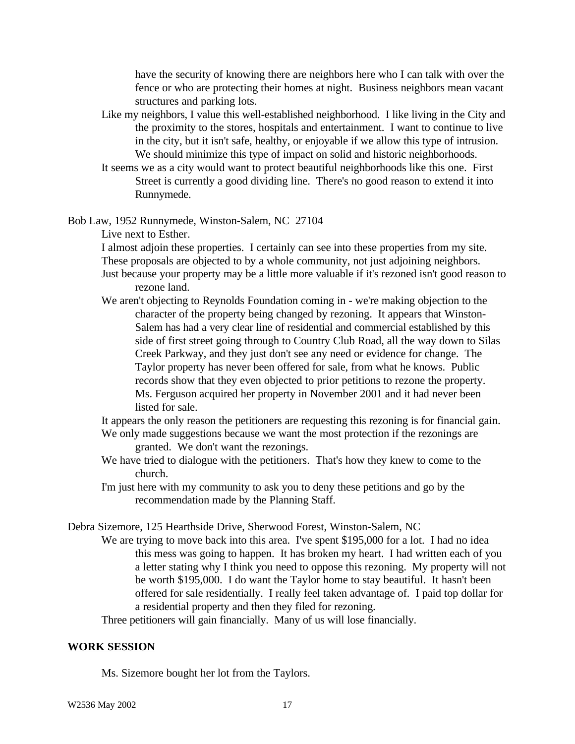have the security of knowing there are neighbors here who I can talk with over the fence or who are protecting their homes at night. Business neighbors mean vacant structures and parking lots.

Like my neighbors, I value this well-established neighborhood. I like living in the City and the proximity to the stores, hospitals and entertainment. I want to continue to live in the city, but it isn't safe, healthy, or enjoyable if we allow this type of intrusion. We should minimize this type of impact on solid and historic neighborhoods.

It seems we as a city would want to protect beautiful neighborhoods like this one. First Street is currently a good dividing line. There's no good reason to extend it into Runnymede.

Bob Law, 1952 Runnymede, Winston-Salem, NC 27104

Live next to Esther.

I almost adjoin these properties. I certainly can see into these properties from my site.

These proposals are objected to by a whole community, not just adjoining neighbors.

Just because your property may be a little more valuable if it's rezoned isn't good reason to rezone land.

We aren't objecting to Reynolds Foundation coming in - we're making objection to the character of the property being changed by rezoning. It appears that Winston-Salem has had a very clear line of residential and commercial established by this side of first street going through to Country Club Road, all the way down to Silas Creek Parkway, and they just don't see any need or evidence for change. The Taylor property has never been offered for sale, from what he knows. Public records show that they even objected to prior petitions to rezone the property. Ms. Ferguson acquired her property in November 2001 and it had never been listed for sale.

It appears the only reason the petitioners are requesting this rezoning is for financial gain.

We only made suggestions because we want the most protection if the rezonings are granted. We don't want the rezonings.

We have tried to dialogue with the petitioners. That's how they knew to come to the church.

I'm just here with my community to ask you to deny these petitions and go by the recommendation made by the Planning Staff.

Debra Sizemore, 125 Hearthside Drive, Sherwood Forest, Winston-Salem, NC

We are trying to move back into this area. I've spent $195,000 for a lot. I had no idea this mess was going to happen. It has broken my heart. I had written each of you a letter stating why I think you need to oppose this rezoning. My property will not be worth $195,000. I do want the Taylor home to stay beautiful. It hasn't been offered for sale residentially. I really feel taken advantage of. I paid top dollar for a residential property and then they filed for rezoning.

Three petitioners will gain financially. Many of us will lose financially.

## **WORK SESSION**

Ms. Sizemore bought her lot from the Taylors.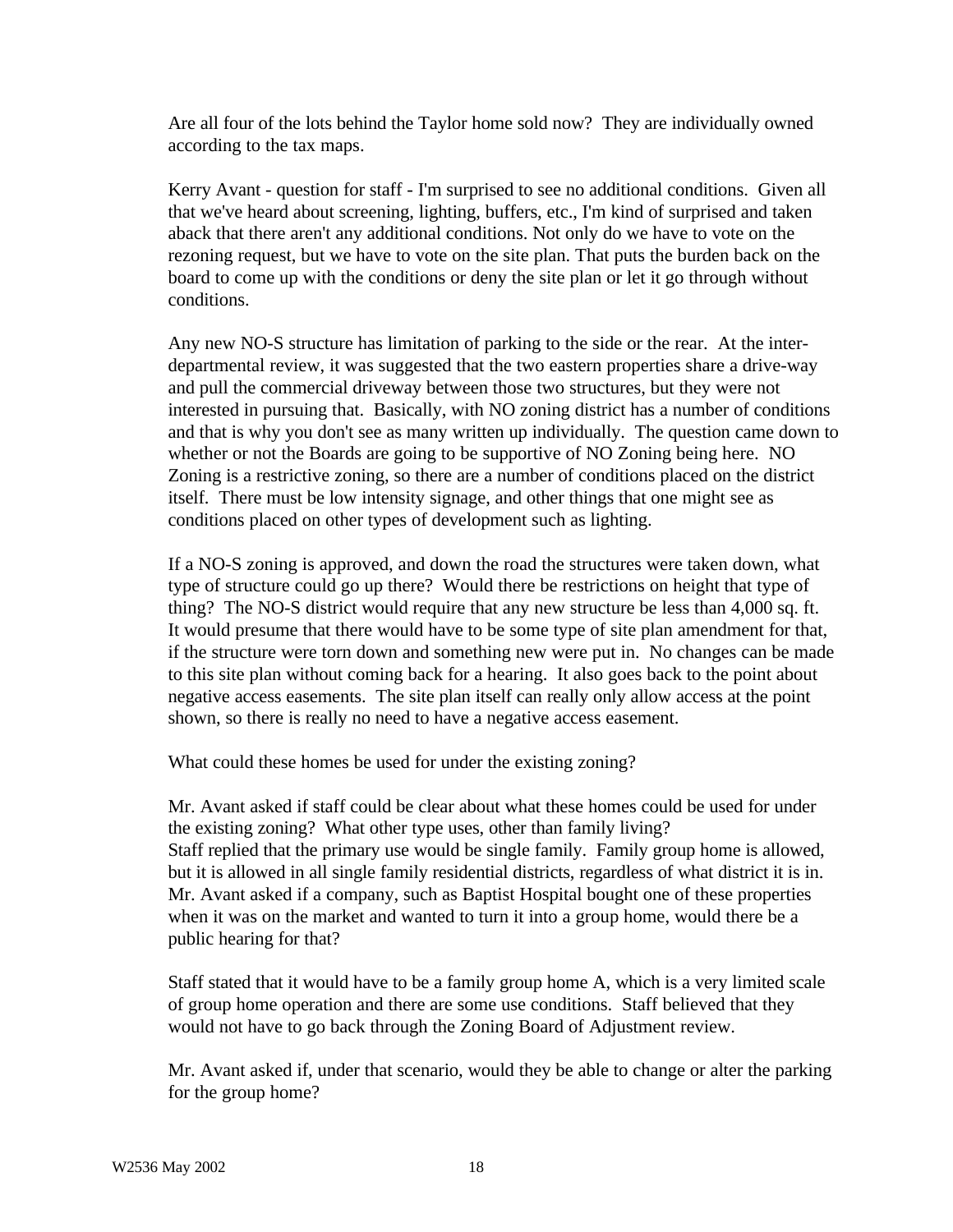Are all four of the lots behind the Taylor home sold now? They are individually owned according to the tax maps.

Kerry Avant - question for staff - I'm surprised to see no additional conditions. Given all that we've heard about screening, lighting, buffers, etc., I'm kind of surprised and taken aback that there aren't any additional conditions. Not only do we have to vote on the rezoning request, but we have to vote on the site plan. That puts the burden back on the board to come up with the conditions or deny the site plan or let it go through without conditions.

Any new NO-S structure has limitation of parking to the side or the rear. At the inter-departmental review, it was suggested that the two eastern properties share a drive-way and pull the commercial driveway between those two structures, but they were not interested in pursuing that. Basically, with NO zoning district has a number of conditions and that is why you don't see as many written up individually. The question came down to whether or not the Boards are going to be supportive of NO Zoning being here. NO Zoning is a restrictive zoning, so there are a number of conditions placed on the district itself. There must be low intensity signage, and other things that one might see as conditions placed on other types of development such as lighting.

If a NO-S zoning is approved, and down the road the structures were taken down, what type of structure could go up there? Would there be restrictions on height that type of thing? The NO-S district would require that any new structure be less than 4,000 sq. ft. It would presume that there would have to be some type of site plan amendment for that, if the structure were torn down and something new were put in. No changes can be made to this site plan without coming back for a hearing. It also goes back to the point about negative access easements. The site plan itself can really only allow access at the point shown, so there is really no need to have a negative access easement.

What could these homes be used for under the existing zoning?

Mr. Avant asked if staff could be clear about what these homes could be used for under the existing zoning? What other type uses, other than family living?
Staff replied that the primary use would be single family. Family group home is allowed, but it is allowed in all single family residential districts, regardless of what district it is in.
Mr. Avant asked if a company, such as Baptist Hospital bought one of these properties when it was on the market and wanted to turn it into a group home, would there be a public hearing for that?

Staff stated that it would have to be a family group home A, which is a very limited scale of group home operation and there are some use conditions. Staff believed that they would not have to go back through the Zoning Board of Adjustment review.

Mr. Avant asked if, under that scenario, would they be able to change or alter the parking for the group home?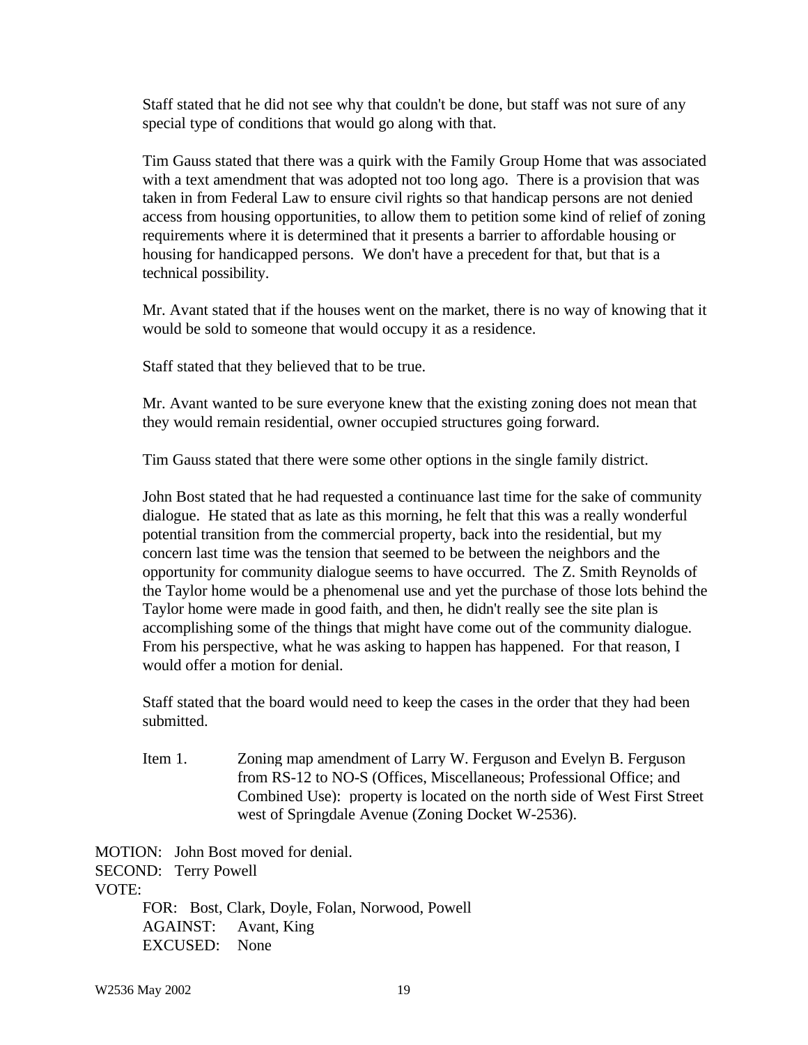Staff stated that he did not see why that couldn't be done, but staff was not sure of any special type of conditions that would go along with that.

Tim Gauss stated that there was a quirk with the Family Group Home that was associated with a text amendment that was adopted not too long ago. There is a provision that was taken in from Federal Law to ensure civil rights so that handicap persons are not denied access from housing opportunities, to allow them to petition some kind of relief of zoning requirements where it is determined that it presents a barrier to affordable housing or housing for handicapped persons. We don't have a precedent for that, but that is a technical possibility.

Mr. Avant stated that if the houses went on the market, there is no way of knowing that it would be sold to someone that would occupy it as a residence.

Staff stated that they believed that to be true.

Mr. Avant wanted to be sure everyone knew that the existing zoning does not mean that they would remain residential, owner occupied structures going forward.

Tim Gauss stated that there were some other options in the single family district.

John Bost stated that he had requested a continuance last time for the sake of community dialogue. He stated that as late as this morning, he felt that this was a really wonderful potential transition from the commercial property, back into the residential, but my concern last time was the tension that seemed to be between the neighbors and the opportunity for community dialogue seems to have occurred. The Z. Smith Reynolds of the Taylor home would be a phenomenal use and yet the purchase of those lots behind the Taylor home were made in good faith, and then, he didn't really see the site plan is accomplishing some of the things that might have come out of the community dialogue. From his perspective, what he was asking to happen has happened. For that reason, I would offer a motion for denial.

Staff stated that the board would need to keep the cases in the order that they had been submitted.

Item 1. Zoning map amendment of Larry W. Ferguson and Evelyn B. Ferguson from RS-12 to NO-S (Offices, Miscellaneous; Professional Office; and Combined Use): property is located on the north side of West First Street west of Springdale Avenue (Zoning Docket W-2536).

MOTION: John Bost moved for denial.
SECOND: Terry Powell
VOTE:
FOR: Bost, Clark, Doyle, Folan, Norwood, Powell
AGAINST: Avant, King
EXCUSED: None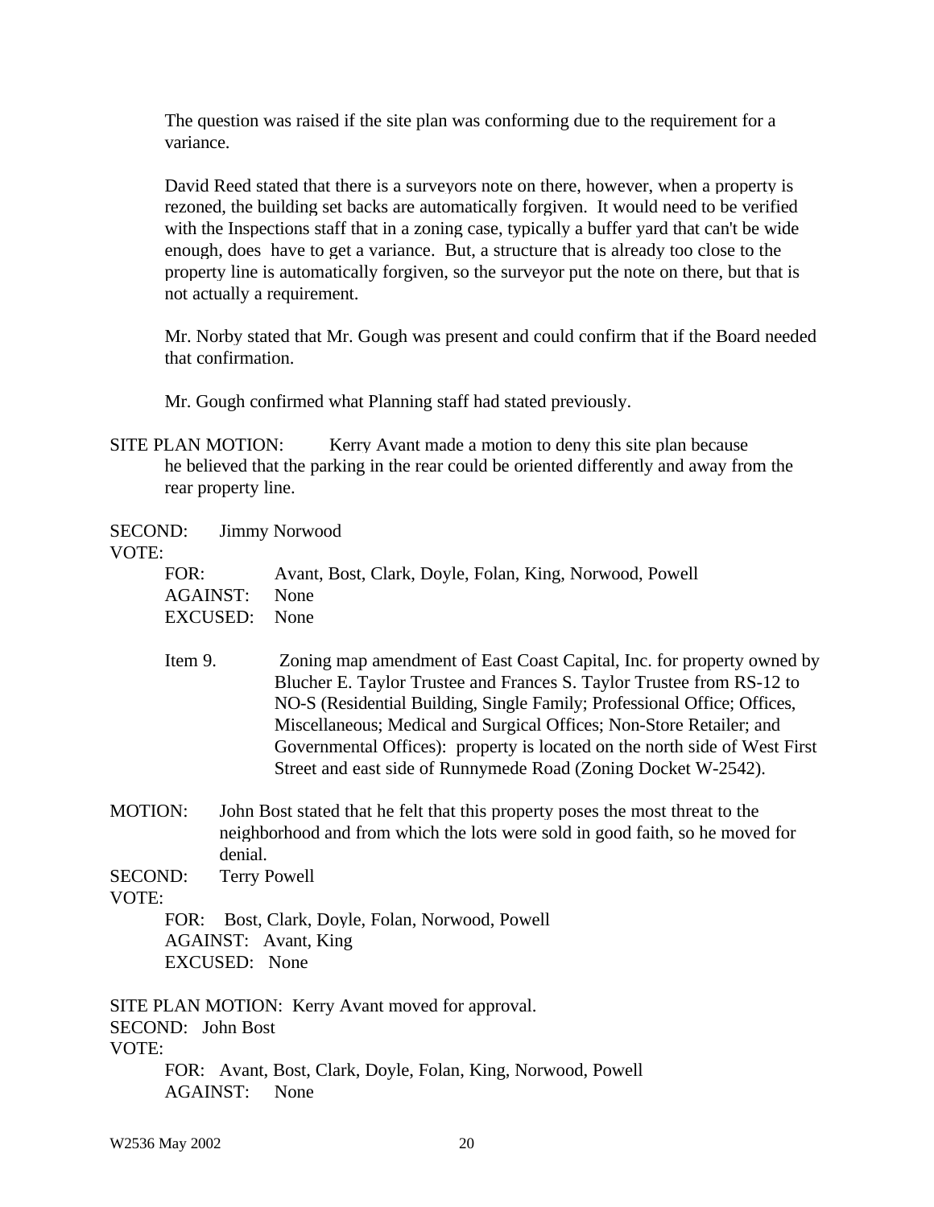The question was raised if the site plan was conforming due to the requirement for a variance.

David Reed stated that there is a surveyors note on there, however, when a property is rezoned, the building set backs are automatically forgiven. It would need to be verified with the Inspections staff that in a zoning case, typically a buffer yard that can't be wide enough, does have to get a variance. But, a structure that is already too close to the property line is automatically forgiven, so the surveyor put the note on there, but that is not actually a requirement.

Mr. Norby stated that Mr. Gough was present and could confirm that if the Board needed that confirmation.

Mr. Gough confirmed what Planning staff had stated previously.

SITE PLAN MOTION: Kerry Avant made a motion to deny this site plan because he believed that the parking in the rear could be oriented differently and away from the rear property line.

SECOND: Jimmy Norwood
VOTE:
FOR: Avant, Bost, Clark, Doyle, Folan, King, Norwood, Powell
AGAINST: None
EXCUSED: None

Item 9. Zoning map amendment of East Coast Capital, Inc. for property owned by Blucher E. Taylor Trustee and Frances S. Taylor Trustee from RS-12 to NO-S (Residential Building, Single Family; Professional Office; Offices, Miscellaneous; Medical and Surgical Offices; Non-Store Retailer; and Governmental Offices): property is located on the north side of West First Street and east side of Runnymede Road (Zoning Docket W-2542).

MOTION: John Bost stated that he felt that this property poses the most threat to the neighborhood and from which the lots were sold in good faith, so he moved for denial.
SECOND: Terry Powell
VOTE:
FOR: Bost, Clark, Doyle, Folan, Norwood, Powell
AGAINST: Avant, King
EXCUSED: None

SITE PLAN MOTION: Kerry Avant moved for approval.
SECOND: John Bost
VOTE:
FOR: Avant, Bost, Clark, Doyle, Folan, King, Norwood, Powell
AGAINST: None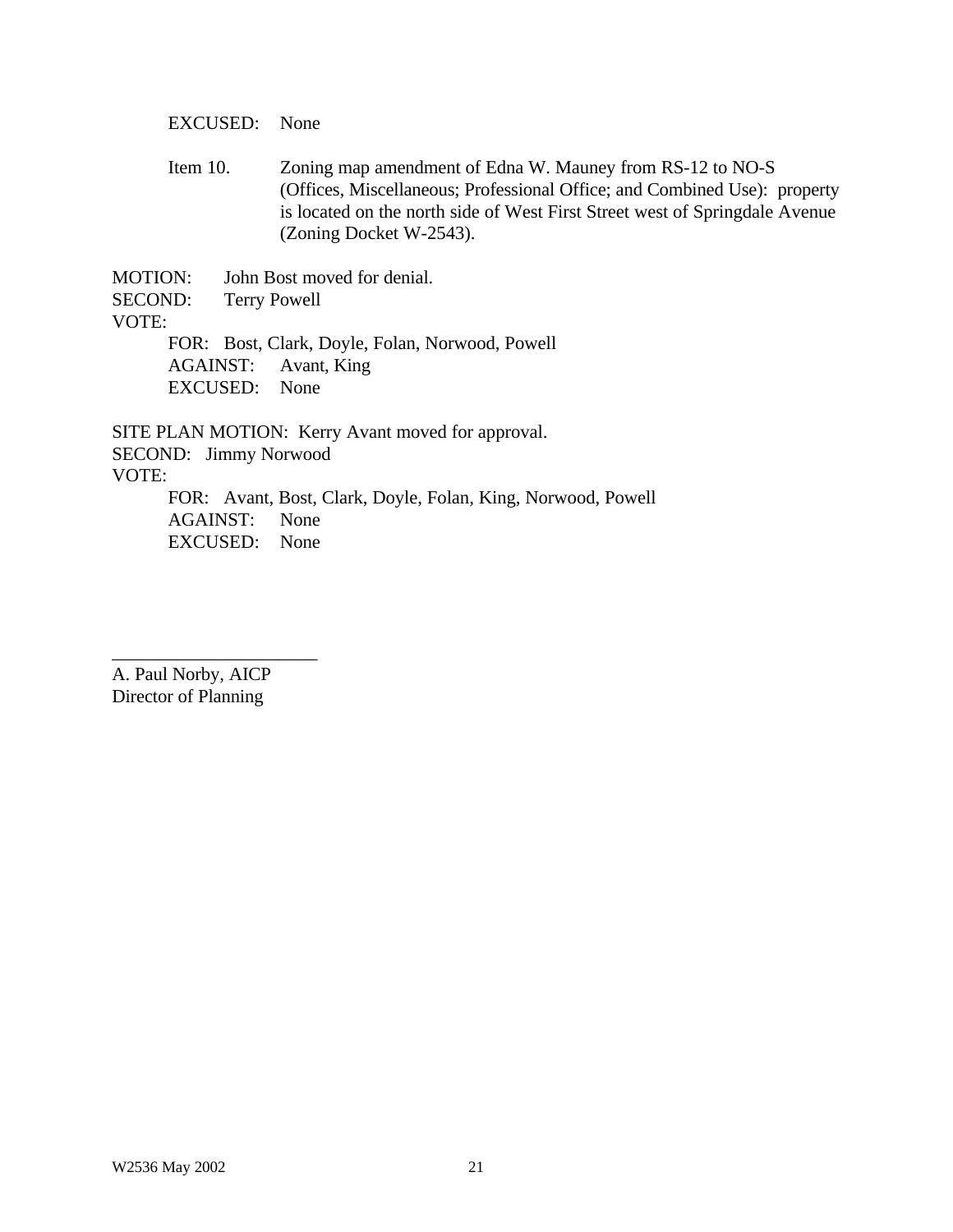EXCUSED: None

Item 10. Zoning map amendment of Edna W. Mauney from RS-12 to NO-S (Offices, Miscellaneous; Professional Office; and Combined Use): property is located on the north side of West First Street west of Springdale Avenue (Zoning Docket W-2543).

MOTION: John Bost moved for denial.
SECOND: Terry Powell
VOTE:
FOR: Bost, Clark, Doyle, Folan, Norwood, Powell
AGAINST: Avant, King
EXCUSED: None

SITE PLAN MOTION: Kerry Avant moved for approval.
SECOND: Jimmy Norwood
VOTE:
FOR: Avant, Bost, Clark, Doyle, Folan, King, Norwood, Powell
AGAINST: None
EXCUSED: None

\_\_\_\_\_\_\_\_\_\_\_\_\_\_\_\_\_\_\_\_\_\_

A. Paul Norby, AICP
Director of Planning